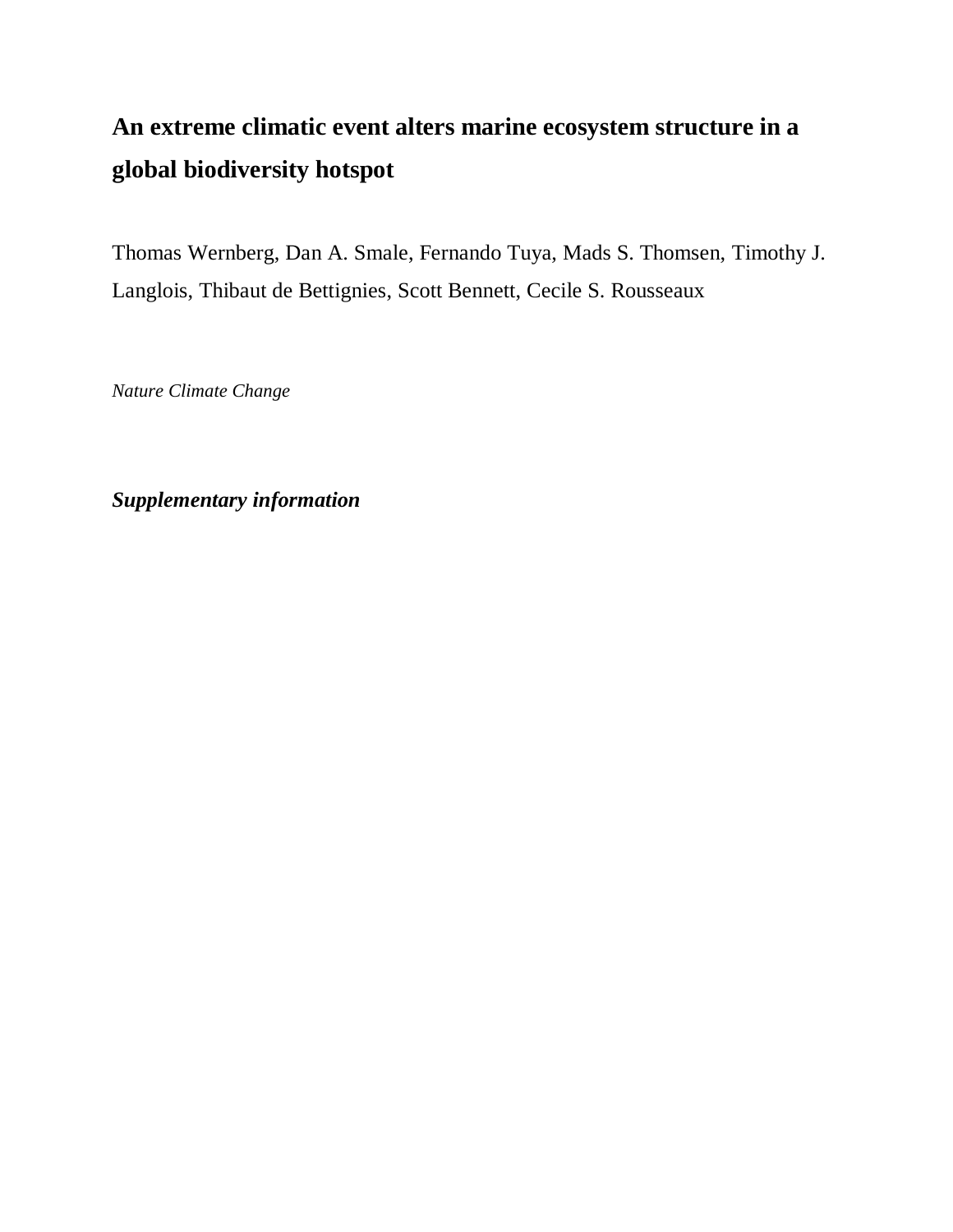# An extreme climatic event alters marine ecosystem structure in a global biodiversity hotspot

Thomas Wernberg, Dan A. Smale, Fernando Tuya, Mads S. Thomsen, Timothy J. Langlois, Thibaut de Bettignies, Scott Bennett, Cecile S. Rousseaux

*Nature Climate Change*

***Supplementary information***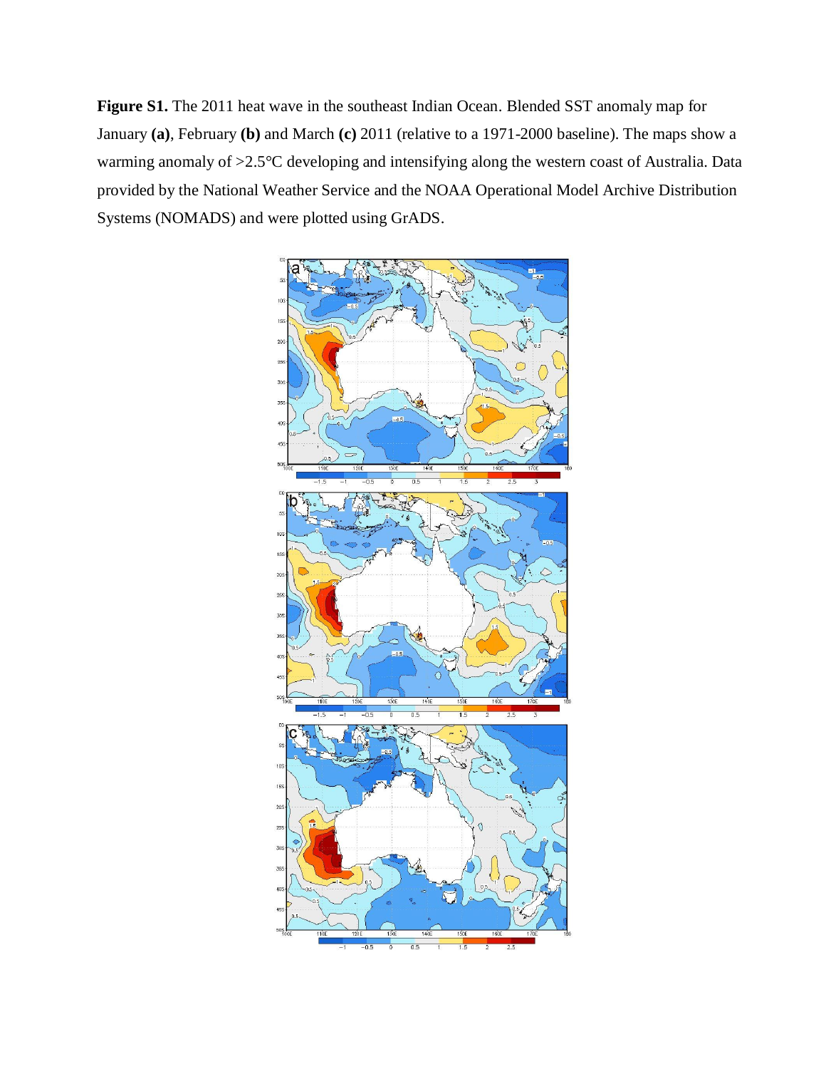**Figure S1.** The 2011 heat wave in the southeast Indian Ocean. Blended SST anomaly map for January **(a)**, February **(b)** and March **(c)** 2011 (relative to a 1971-2000 baseline). The maps show a warming anomaly of >2.5°C developing and intensifying along the western coast of Australia. Data provided by the National Weather Service and the NOAA Operational Model Archive Distribution Systems (NOMADS) and were plotted using GrADS.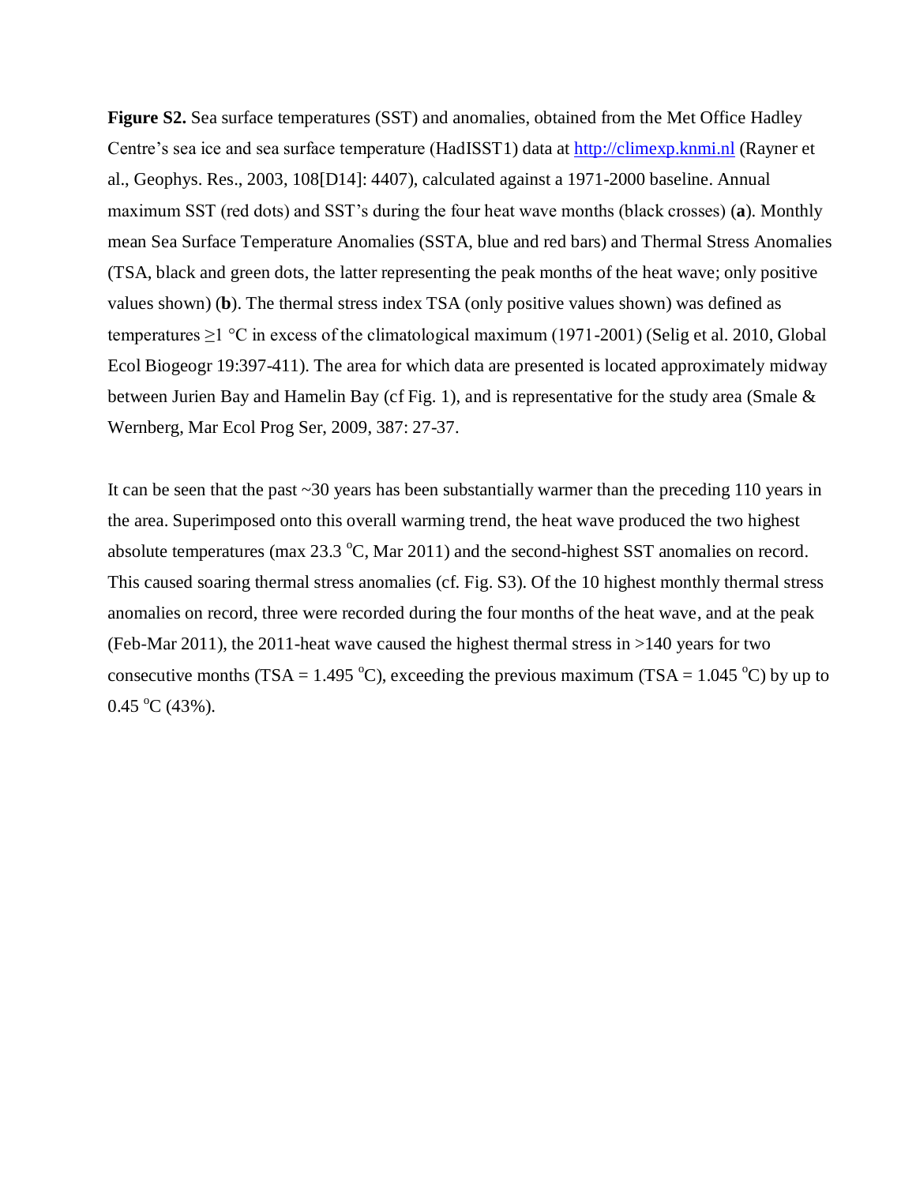**Figure S2.** Sea surface temperatures (SST) and anomalies, obtained from the Met Office Hadley Centre's sea ice and sea surface temperature (HadISST1) data at http://climexp.knmi.nl (Rayner et al., Geophys. Res., 2003, 108[D14]: 4407), calculated against a 1971-2000 baseline. Annual maximum SST (red dots) and SST's during the four heat wave months (black crosses) (**a**). Monthly mean Sea Surface Temperature Anomalies (SSTA, blue and red bars) and Thermal Stress Anomalies (TSA, black and green dots, the latter representing the peak months of the heat wave; only positive values shown) (**b**). The thermal stress index TSA (only positive values shown) was defined as temperatures ≥1 °C in excess of the climatological maximum (1971-2001) (Selig et al. 2010, Global Ecol Biogeogr 19:397-411). The area for which data are presented is located approximately midway between Jurien Bay and Hamelin Bay (cf Fig. 1), and is representative for the study area (Smale & Wernberg, Mar Ecol Prog Ser, 2009, 387: 27-37.

It can be seen that the past ~30 years has been substantially warmer than the preceding 110 years in the area. Superimposed onto this overall warming trend, the heat wave produced the two highest absolute temperatures (max 23.3 $^{o}$C, Mar 2011) and the second-highest SST anomalies on record. This caused soaring thermal stress anomalies (cf. Fig. S3). Of the 10 highest monthly thermal stress anomalies on record, three were recorded during the four months of the heat wave, and at the peak (Feb-Mar 2011), the 2011-heat wave caused the highest thermal stress in >140 years for two consecutive months (TSA = 1.495 $^{o}$C), exceeding the previous maximum (TSA = 1.045 $^{o}$C) by up to 0.45 $^{o}$C (43%).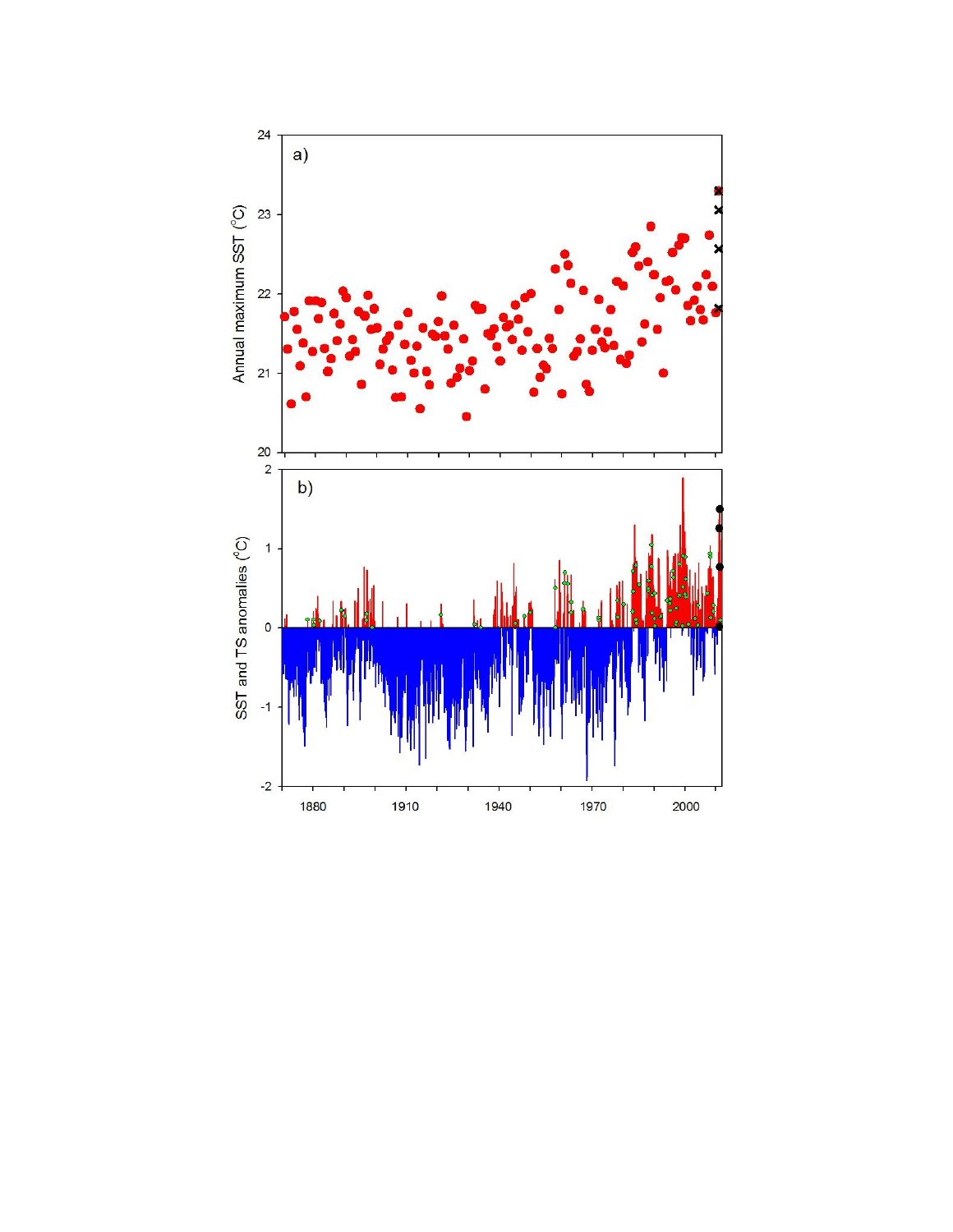a)

Annual maximum SST (°C)

24

23

22

21

20

b)

SST and TS anomalies (°C)

2

1

0

-1

-2

1880 1910 1940 1970 2000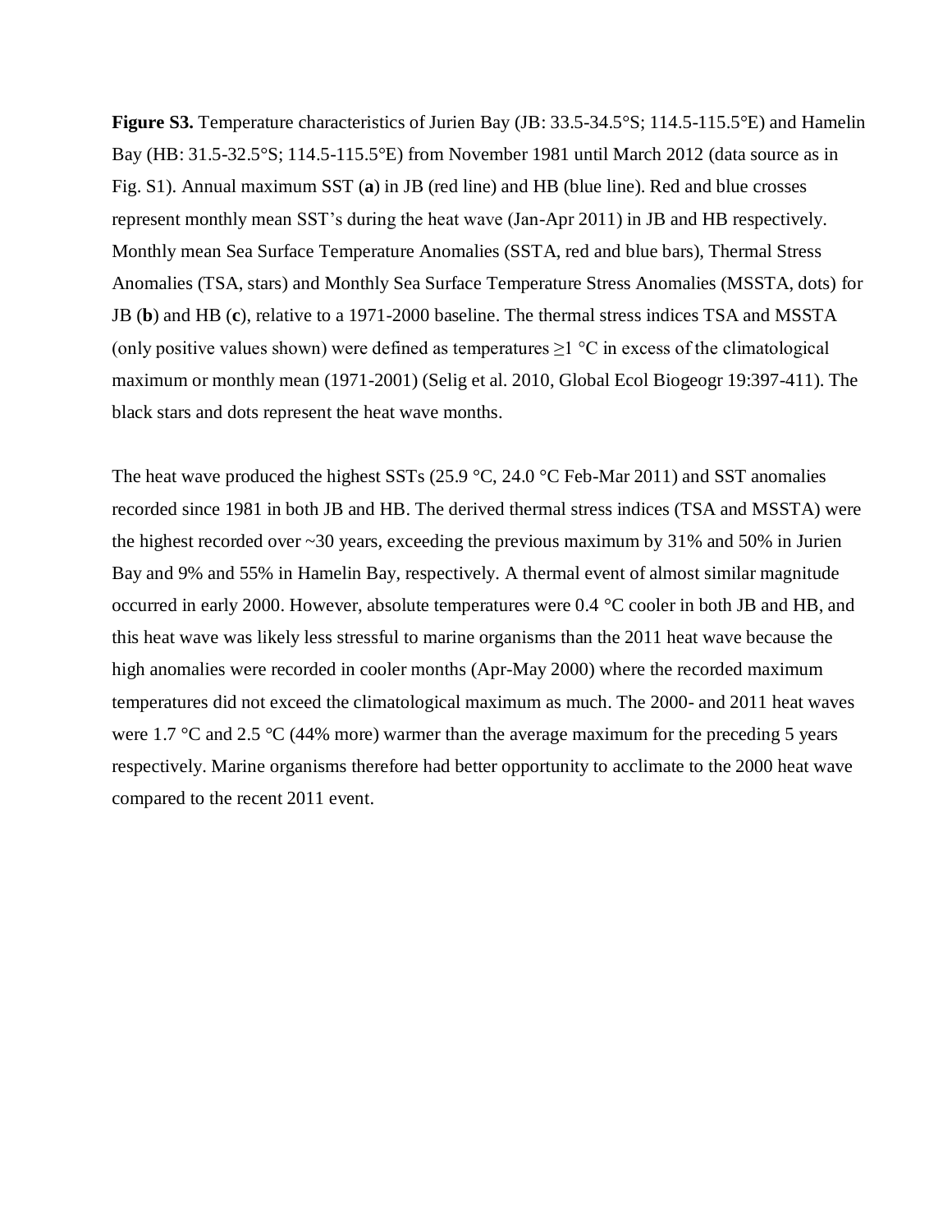**Figure S3.** Temperature characteristics of Jurien Bay (JB: 33.5-34.5°S; 114.5-115.5°E) and Hamelin Bay (HB: 31.5-32.5°S; 114.5-115.5°E) from November 1981 until March 2012 (data source as in Fig. S1). Annual maximum SST (**a**) in JB (red line) and HB (blue line). Red and blue crosses represent monthly mean SST's during the heat wave (Jan-Apr 2011) in JB and HB respectively. Monthly mean Sea Surface Temperature Anomalies (SSTA, red and blue bars), Thermal Stress Anomalies (TSA, stars) and Monthly Sea Surface Temperature Stress Anomalies (MSSTA, dots) for JB (**b**) and HB (**c**), relative to a 1971-2000 baseline. The thermal stress indices TSA and MSSTA (only positive values shown) were defined as temperatures ≥1 °C in excess of the climatological maximum or monthly mean (1971-2001) (Selig et al. 2010, Global Ecol Biogeogr 19:397-411). The black stars and dots represent the heat wave months.

The heat wave produced the highest SSTs (25.9 °C, 24.0 °C Feb-Mar 2011) and SST anomalies recorded since 1981 in both JB and HB. The derived thermal stress indices (TSA and MSSTA) were the highest recorded over ~30 years, exceeding the previous maximum by 31% and 50% in Jurien Bay and 9% and 55% in Hamelin Bay, respectively. A thermal event of almost similar magnitude occurred in early 2000. However, absolute temperatures were 0.4 °C cooler in both JB and HB, and this heat wave was likely less stressful to marine organisms than the 2011 heat wave because the high anomalies were recorded in cooler months (Apr-May 2000) where the recorded maximum temperatures did not exceed the climatological maximum as much. The 2000- and 2011 heat waves were 1.7 °C and 2.5 °C (44% more) warmer than the average maximum for the preceding 5 years respectively. Marine organisms therefore had better opportunity to acclimate to the 2000 heat wave compared to the recent 2011 event.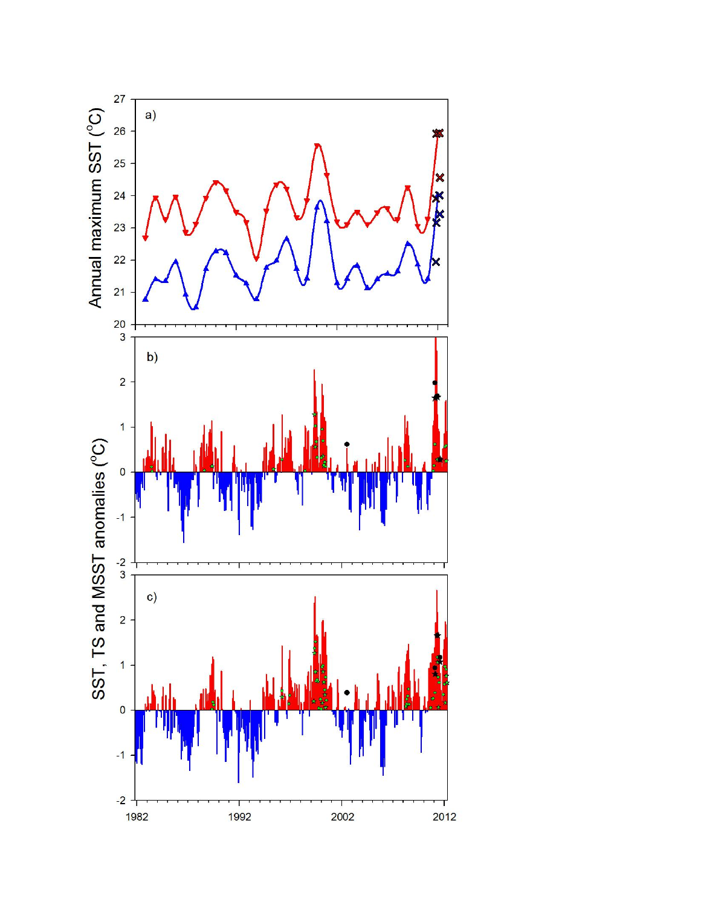a)

Annual maximum SST (°C)

27
26
25
24
23
22
21
20

b)

c)

SST, TS and MSST anomalies (°C)

3
2
1
0
-1
-2

1982 1992 2002 2012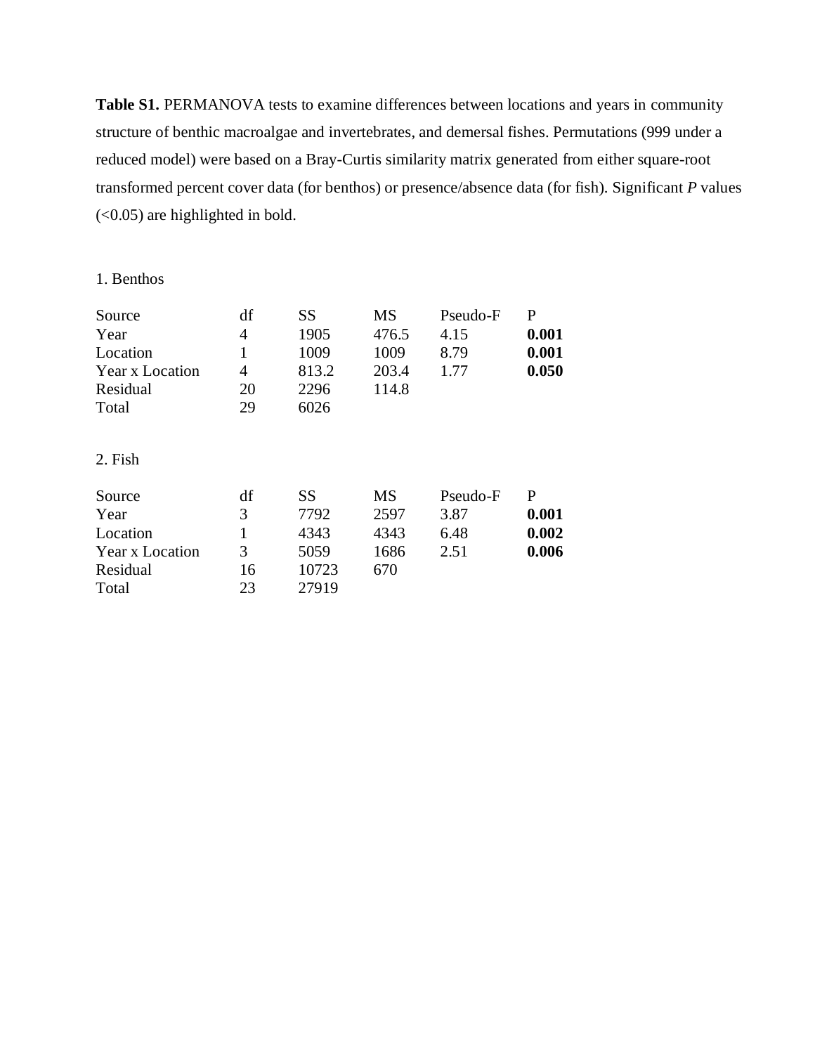**Table S1.** PERMANOVA tests to examine differences between locations and years in community structure of benthic macroalgae and invertebrates, and demersal fishes. Permutations (999 under a reduced model) were based on a Bray-Curtis similarity matrix generated from either square-root transformed percent cover data (for benthos) or presence/absence data (for fish). Significant *P* values (<0.05) are highlighted in bold.

1. Benthos

| Source | df | SS | MS | Pseudo-F | P |
|---|---|---|---|---|---|
| Year | 4 | 1905 | 476.5 | 4.15 | **0.001** |
| Location | 1 | 1009 | 1009 | 8.79 | **0.001** |
| Year x Location | 4 | 813.2 | 203.4 | 1.77 | **0.050** |
| Residual | 20 | 2296 | 114.8 | | |
| Total | 29 | 6026 | | | |

2. Fish

| Source | df | SS | MS | Pseudo-F | P |
|---|---|---|---|---|---|
| Year | 3 | 7792 | 2597 | 3.87 | **0.001** |
| Location | 1 | 4343 | 4343 | 6.48 | **0.002** |
| Year x Location | 3 | 5059 | 1686 | 2.51 | **0.006** |
| Residual | 16 | 10723 | 670 | | |
| Total | 23 | 27919 | | | |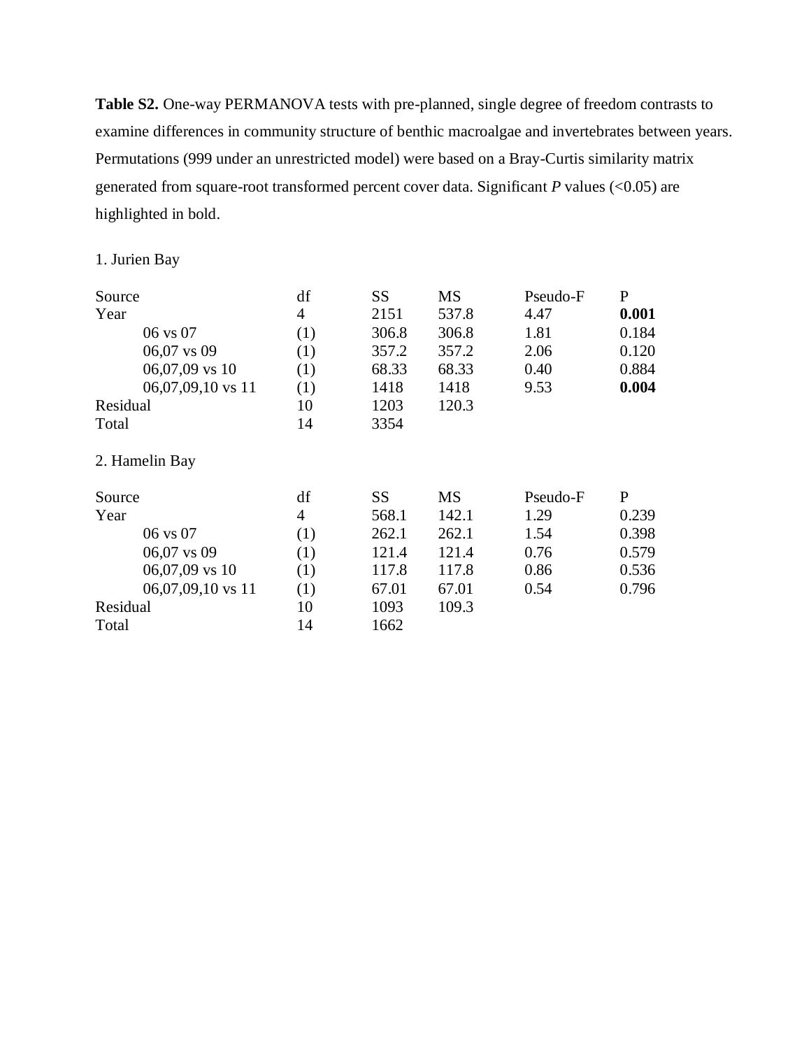**Table S2.** One-way PERMANOVA tests with pre-planned, single degree of freedom contrasts to examine differences in community structure of benthic macroalgae and invertebrates between years. Permutations (999 under an unrestricted model) were based on a Bray-Curtis similarity matrix generated from square-root transformed percent cover data. Significant *P* values (<0.05) are highlighted in bold.

1. Jurien Bay

| Source | df | SS | MS | Pseudo-F | P |
|---|---|---|---|---|---|
| Year | 4 | 2151 | 537.8 | 4.47 | **0.001** |
| 06 vs 07 | (1) | 306.8 | 306.8 | 1.81 | 0.184 |
| 06,07 vs 09 | (1) | 357.2 | 357.2 | 2.06 | 0.120 |
| 06,07,09 vs 10 | (1) | 68.33 | 68.33 | 0.40 | 0.884 |
| 06,07,09,10 vs 11 | (1) | 1418 | 1418 | 9.53 | **0.004** |
| Residual | 10 | 1203 | 120.3 | | |
| Total | 14 | 3354 | | | |

2. Hamelin Bay

| Source | df | SS | MS | Pseudo-F | P |
|---|---|---|---|---|---|
| Year | 4 | 568.1 | 142.1 | 1.29 | 0.239 |
| 06 vs 07 | (1) | 262.1 | 262.1 | 1.54 | 0.398 |
| 06,07 vs 09 | (1) | 121.4 | 121.4 | 0.76 | 0.579 |
| 06,07,09 vs 10 | (1) | 117.8 | 117.8 | 0.86 | 0.536 |
| 06,07,09,10 vs 11 | (1) | 67.01 | 67.01 | 0.54 | 0.796 |
| Residual | 10 | 1093 | 109.3 | | |
| Total | 14 | 1662 | | | |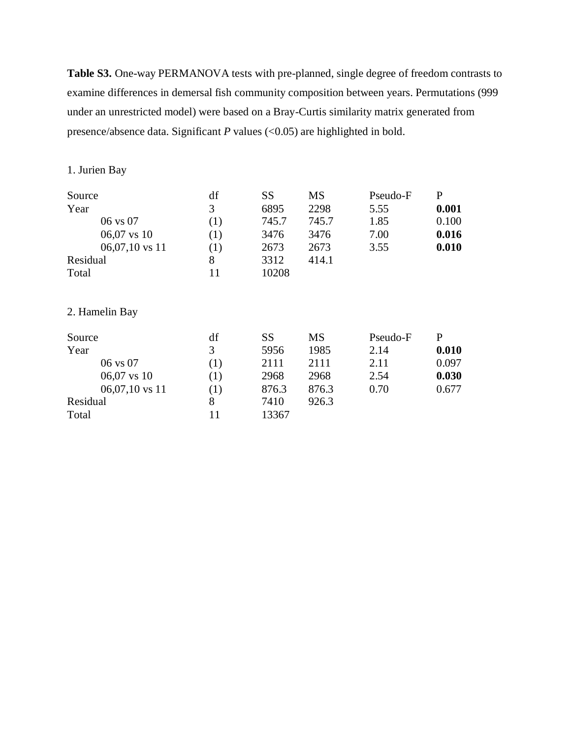**Table S3.** One-way PERMANOVA tests with pre-planned, single degree of freedom contrasts to examine differences in demersal fish community composition between years. Permutations (999 under an unrestricted model) were based on a Bray-Curtis similarity matrix generated from presence/absence data. Significant *P* values (<0.05) are highlighted in bold.

1. Jurien Bay

| Source | df | SS | MS | Pseudo-F | P |
|---|---|---|---|---|---|
| Year | 3 | 6895 | 2298 | 5.55 | **0.001** |
| 06 vs 07 | (1) | 745.7 | 745.7 | 1.85 | 0.100 |
| 06,07 vs 10 | (1) | 3476 | 3476 | 7.00 | **0.016** |
| 06,07,10 vs 11 | (1) | 2673 | 2673 | 3.55 | **0.010** |
| Residual | 8 | 3312 | 414.1 | | |
| Total | 11 | 10208 | | | |

2. Hamelin Bay

| Source | df | SS | MS | Pseudo-F | P |
|---|---|---|---|---|---|
| Year | 3 | 5956 | 1985 | 2.14 | **0.010** |
| 06 vs 07 | (1) | 2111 | 2111 | 2.11 | 0.097 |
| 06,07 vs 10 | (1) | 2968 | 2968 | 2.54 | **0.030** |
| 06,07,10 vs 11 | (1) | 876.3 | 876.3 | 0.70 | 0.677 |
| Residual | 8 | 7410 | 926.3 | | |
| Total | 11 | 13367 | | | |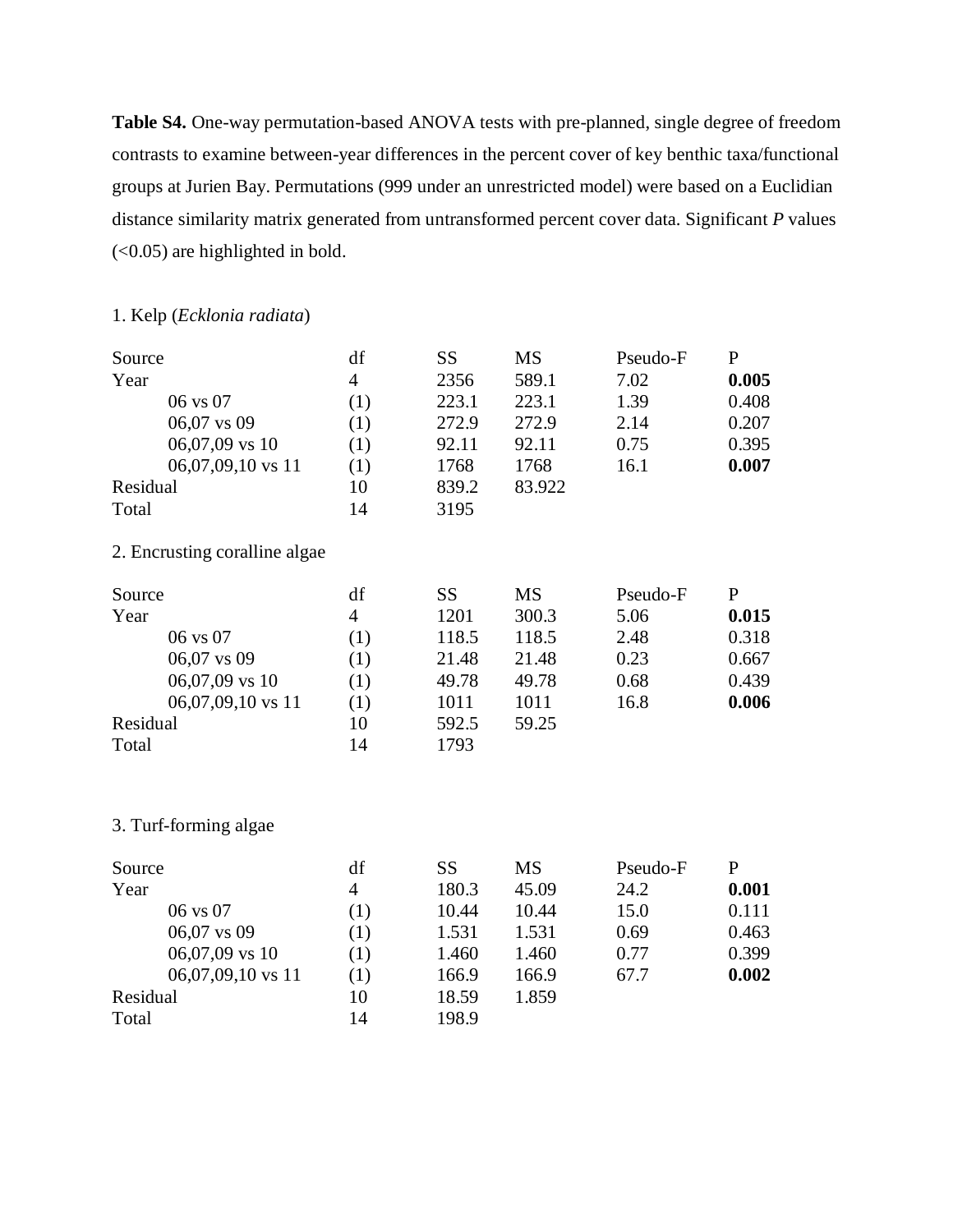**Table S4.** One-way permutation-based ANOVA tests with pre-planned, single degree of freedom contrasts to examine between-year differences in the percent cover of key benthic taxa/functional groups at Jurien Bay. Permutations (999 under an unrestricted model) were based on a Euclidian distance similarity matrix generated from untransformed percent cover data. Significant *P* values (<0.05) are highlighted in bold.

1. Kelp (*Ecklonia radiata*)

| Source | df | SS | MS | Pseudo-F | P |
|---|---|---|---|---|---|
| Year | 4 | 2356 | 589.1 | 7.02 | **0.005** |
| 06 vs 07 | (1) | 223.1 | 223.1 | 1.39 | 0.408 |
| 06,07 vs 09 | (1) | 272.9 | 272.9 | 2.14 | 0.207 |
| 06,07,09 vs 10 | (1) | 92.11 | 92.11 | 0.75 | 0.395 |
| 06,07,09,10 vs 11 | (1) | 1768 | 1768 | 16.1 | **0.007** |
| Residual | 10 | 839.2 | 83.922 | | |
| Total | 14 | 3195 | | | |

2. Encrusting coralline algae

| Source | df | SS | MS | Pseudo-F | P |
|---|---|---|---|---|---|
| Year | 4 | 1201 | 300.3 | 5.06 | **0.015** |
| 06 vs 07 | (1) | 118.5 | 118.5 | 2.48 | 0.318 |
| 06,07 vs 09 | (1) | 21.48 | 21.48 | 0.23 | 0.667 |
| 06,07,09 vs 10 | (1) | 49.78 | 49.78 | 0.68 | 0.439 |
| 06,07,09,10 vs 11 | (1) | 1011 | 1011 | 16.8 | **0.006** |
| Residual | 10 | 592.5 | 59.25 | | |
| Total | 14 | 1793 | | | |

3. Turf-forming algae

| Source | df | SS | MS | Pseudo-F | P |
|---|---|---|---|---|---|
| Year | 4 | 180.3 | 45.09 | 24.2 | **0.001** |
| 06 vs 07 | (1) | 10.44 | 10.44 | 15.0 | 0.111 |
| 06,07 vs 09 | (1) | 1.531 | 1.531 | 0.69 | 0.463 |
| 06,07,09 vs 10 | (1) | 1.460 | 1.460 | 0.77 | 0.399 |
| 06,07,09,10 vs 11 | (1) | 166.9 | 166.9 | 67.7 | **0.002** |
| Residual | 10 | 18.59 | 1.859 | | |
| Total | 14 | 198.9 | | | |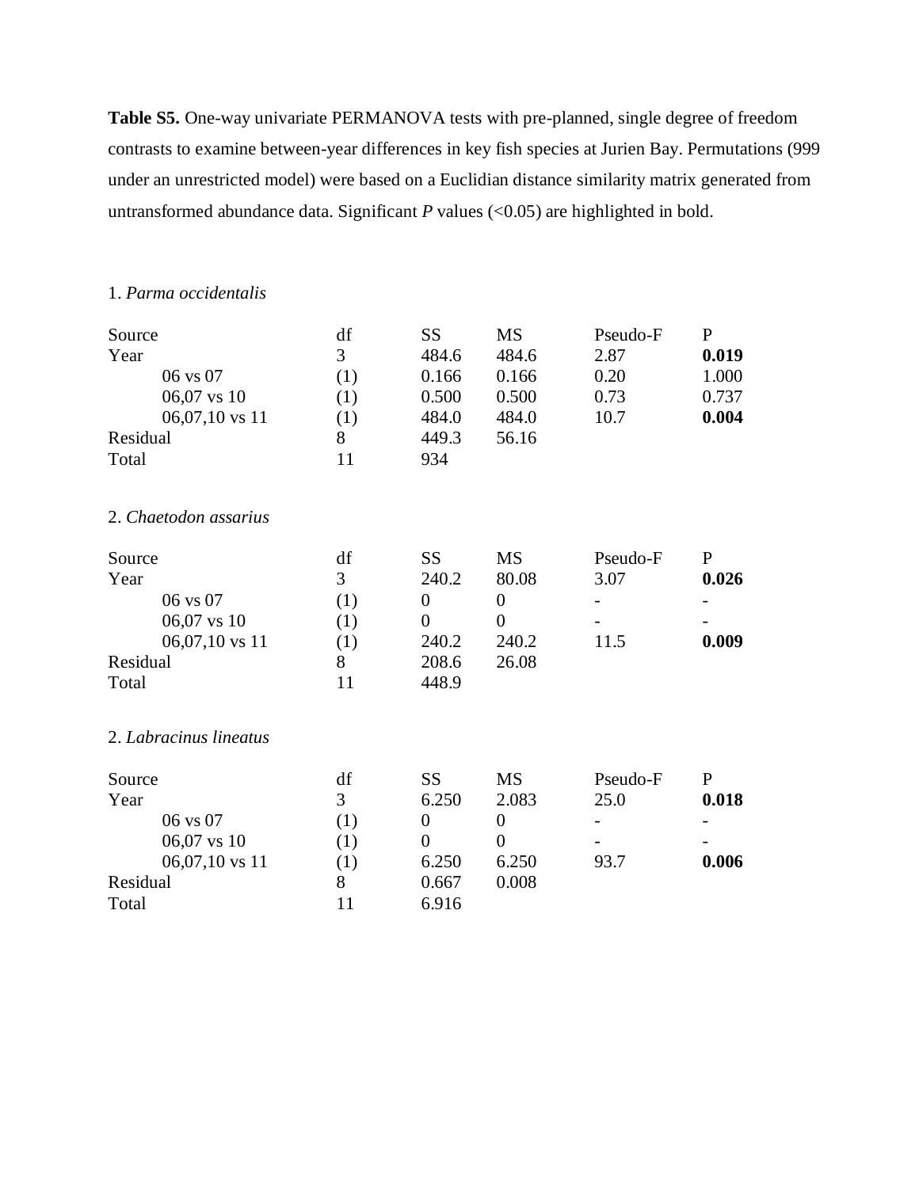**Table S5.** One-way univariate PERMANOVA tests with pre-planned, single degree of freedom contrasts to examine between-year differences in key fish species at Jurien Bay. Permutations (999 under an unrestricted model) were based on a Euclidian distance similarity matrix generated from untransformed abundance data. Significant *P* values (<0.05) are highlighted in bold.

1. *Parma occidentalis*

| Source | df | SS | MS | Pseudo-F | P |
|---|---|---|---|---|---|
| Year | 3 | 484.6 | 484.6 | 2.87 | **0.019** |
| 06 vs 07 | (1) | 0.166 | 0.166 | 0.20 | 1.000 |
| 06,07 vs 10 | (1) | 0.500 | 0.500 | 0.73 | 0.737 |
| 06,07,10 vs 11 | (1) | 484.0 | 484.0 | 10.7 | **0.004** |
| Residual | 8 | 449.3 | 56.16 | | |
| Total | 11 | 934 | | | |

2. *Chaetodon assarius*

| Source | df | SS | MS | Pseudo-F | P |
|---|---|---|---|---|---|
| Year | 3 | 240.2 | 80.08 | 3.07 | **0.026** |
| 06 vs 07 | (1) | 0 | 0 | - | - |
| 06,07 vs 10 | (1) | 0 | 0 | - | - |
| 06,07,10 vs 11 | (1) | 240.2 | 240.2 | 11.5 | **0.009** |
| Residual | 8 | 208.6 | 26.08 | | |
| Total | 11 | 448.9 | | | |

2. *Labracinus lineatus*

| Source | df | SS | MS | Pseudo-F | P |
|---|---|---|---|---|---|
| Year | 3 | 6.250 | 2.083 | 25.0 | **0.018** |
| 06 vs 07 | (1) | 0 | 0 | - | - |
| 06,07 vs 10 | (1) | 0 | 0 | - | - |
| 06,07,10 vs 11 | (1) | 6.250 | 6.250 | 93.7 | **0.006** |
| Residual | 8 | 0.667 | 0.008 | | |
| Total | 11 | 6.916 | | | |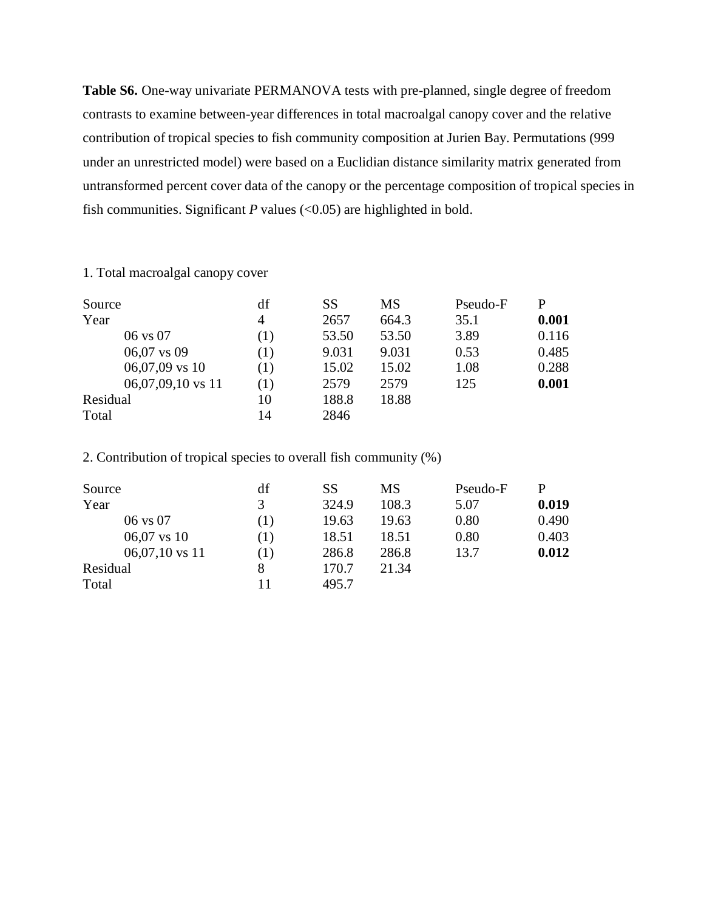**Table S6.** One-way univariate PERMANOVA tests with pre-planned, single degree of freedom contrasts to examine between-year differences in total macroalgal canopy cover and the relative contribution of tropical species to fish community composition at Jurien Bay. Permutations (999 under an unrestricted model) were based on a Euclidian distance similarity matrix generated from untransformed percent cover data of the canopy or the percentage composition of tropical species in fish communities. Significant *P* values (<0.05) are highlighted in bold.

1. Total macroalgal canopy cover

| Source | df | SS | MS | Pseudo-F | P |
|---|---|---|---|---|---|
| Year | 4 | 2657 | 664.3 | 35.1 | **0.001** |
| 06 vs 07 | (1) | 53.50 | 53.50 | 3.89 | 0.116 |
| 06,07 vs 09 | (1) | 9.031 | 9.031 | 0.53 | 0.485 |
| 06,07,09 vs 10 | (1) | 15.02 | 15.02 | 1.08 | 0.288 |
| 06,07,09,10 vs 11 | (1) | 2579 | 2579 | 125 | **0.001** |
| Residual | 10 | 188.8 | 18.88 | | |
| Total | 14 | 2846 | | | |

2. Contribution of tropical species to overall fish community (%)

| Source | df | SS | MS | Pseudo-F | P |
|---|---|---|---|---|---|
| Year | 3 | 324.9 | 108.3 | 5.07 | **0.019** |
| 06 vs 07 | (1) | 19.63 | 19.63 | 0.80 | 0.490 |
| 06,07 vs 10 | (1) | 18.51 | 18.51 | 0.80 | 0.403 |
| 06,07,10 vs 11 | (1) | 286.8 | 286.8 | 13.7 | **0.012** |
| Residual | 8 | 170.7 | 21.34 | | |
| Total | 11 | 495.7 | | | |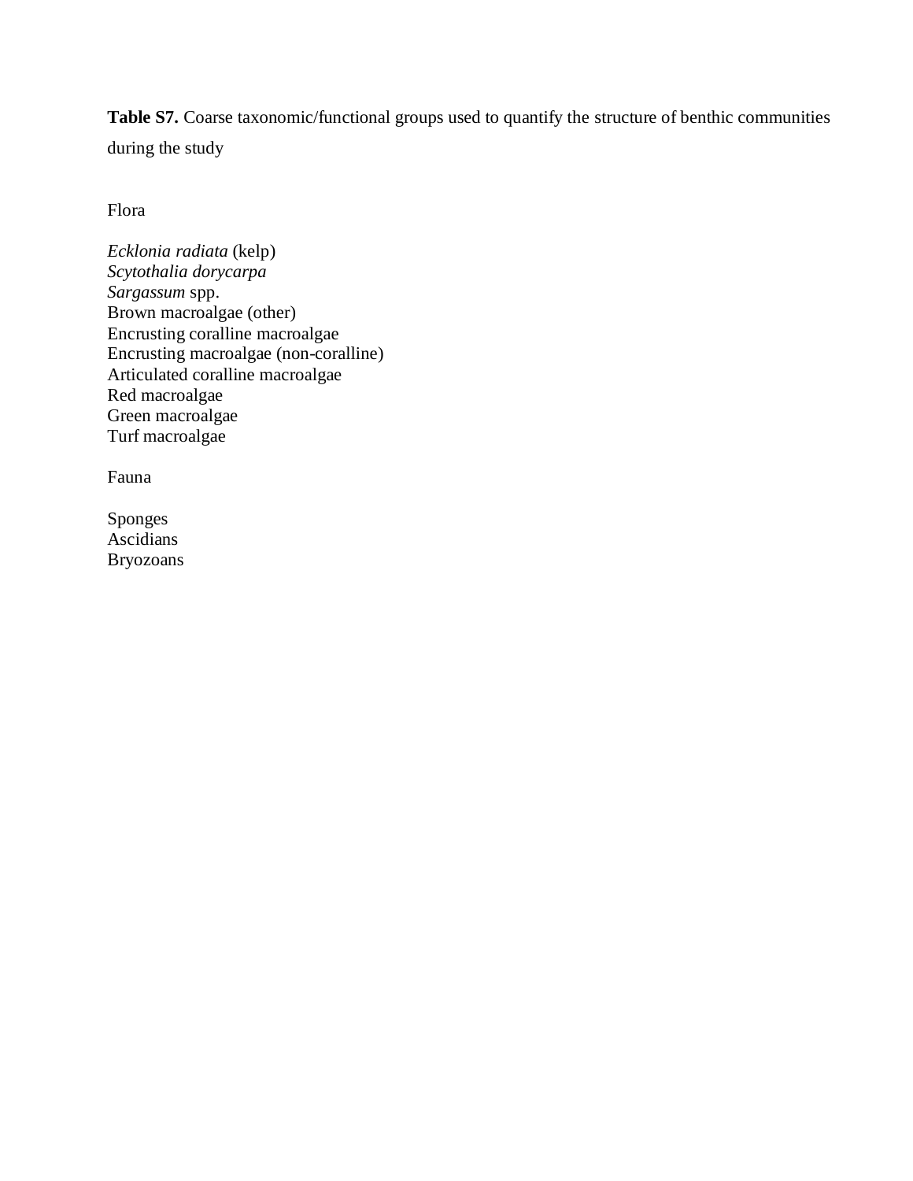**Table S7.** Coarse taxonomic/functional groups used to quantify the structure of benthic communities during the study

Flora

*Ecklonia radiata* (kelp)
*Scytothalia dorycarpa*
*Sargassum* spp.
Brown macroalgae (other)
Encrusting coralline macroalgae
Encrusting macroalgae (non-coralline)
Articulated coralline macroalgae
Red macroalgae
Green macroalgae
Turf macroalgae

Fauna

Sponges
Ascidians
Bryozoans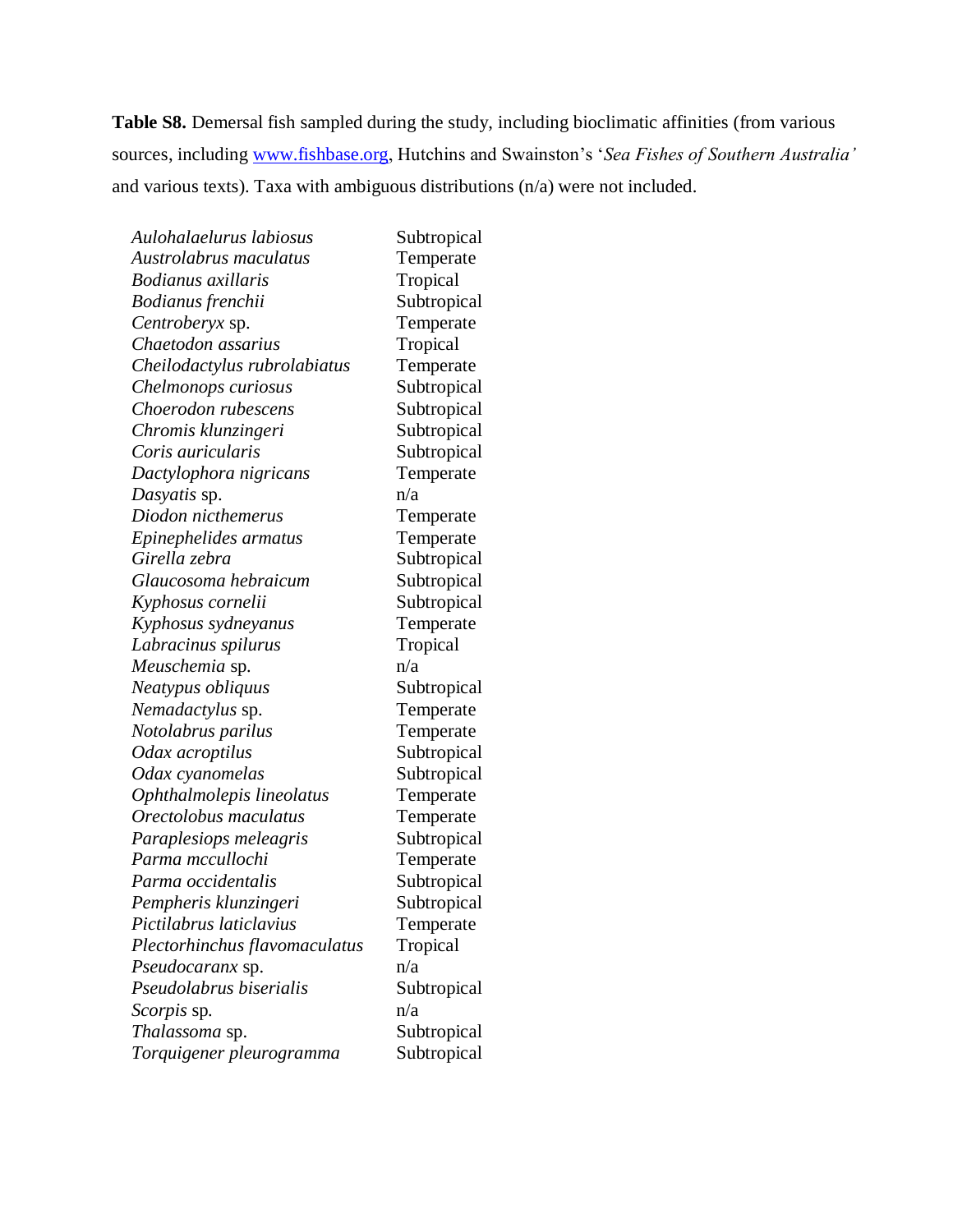**Table S8.** Demersal fish sampled during the study, including bioclimatic affinities (from various sources, including [www.fishbase.org](http://www.fishbase.org), Hutchins and Swainston's '*Sea Fishes of Southern Australia'* and various texts). Taxa with ambiguous distributions (n/a) were not included.

| | |
|---|---|
| *Aulohalaelurus labiosus* | Subtropical |
| *Austrolabrus maculatus* | Temperate |
| *Bodianus axillaris* | Tropical |
| *Bodianus frenchii* | Subtropical |
| *Centroberyx* sp. | Temperate |
| *Chaetodon assarius* | Tropical |
| *Cheilodactylus rubrolabiatus* | Temperate |
| *Chelmonops curiosus* | Subtropical |
| *Choerodon rubescens* | Subtropical |
| *Chromis klunzingeri* | Subtropical |
| *Coris auricularis* | Subtropical |
| *Dactylophora nigricans* | Temperate |
| *Dasyatis* sp. | n/a |
| *Diodon nicthemerus* | Temperate |
| *Epinephelides armatus* | Temperate |
| *Girella zebra* | Subtropical |
| *Glaucosoma hebraicum* | Subtropical |
| *Kyphosus cornelii* | Subtropical |
| *Kyphosus sydneyanus* | Temperate |
| *Labracinus spilurus* | Tropical |
| *Meuschemia* sp. | n/a |
| *Neatypus obliquus* | Subtropical |
| *Nemadactylus* sp. | Temperate |
| *Notolabrus parilus* | Temperate |
| *Odax acroptilus* | Subtropical |
| *Odax cyanomelas* | Subtropical |
| *Ophthalmolepis lineolatus* | Temperate |
| *Orectolobus maculatus* | Temperate |
| *Paraplesiops meleagris* | Subtropical |
| *Parma mccullochi* | Temperate |
| *Parma occidentalis* | Subtropical |
| *Pempheris klunzingeri* | Subtropical |
| *Pictilabrus laticlavius* | Temperate |
| *Plectorhinchus flavomaculatus* | Tropical |
| *Pseudocaranx* sp. | n/a |
| *Pseudolabrus biserialis* | Subtropical |
| *Scorpis* sp. | n/a |
| *Thalassoma* sp. | Subtropical |
| *Torquigener pleurogramma* | Subtropical |